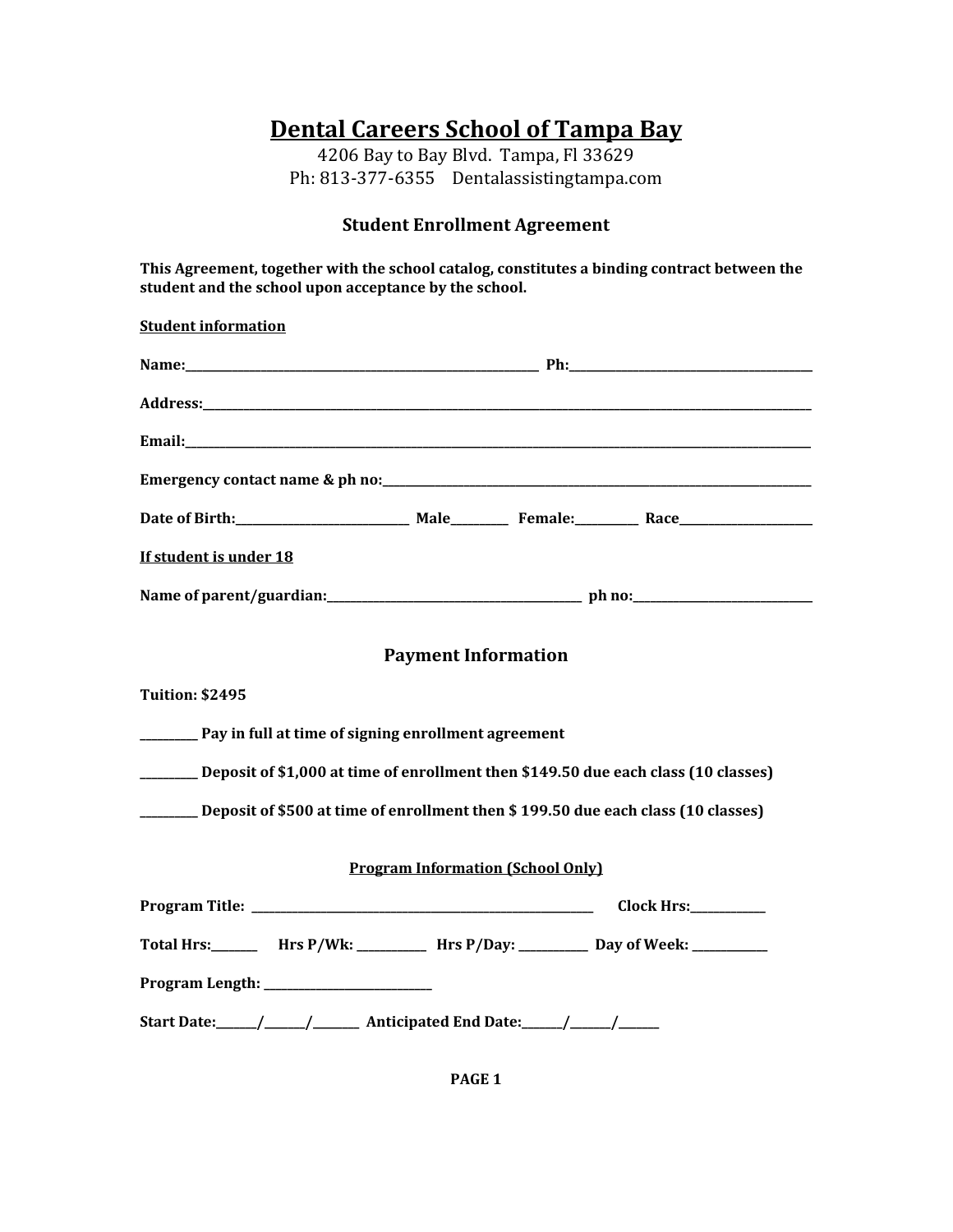# Dental Careers School of Tampa Bay

4206 Bay to Bay Blvd. Tampa, Fl 33629

Ph: 813-377-6355 Dentalassistingtampa.com

## Student Enrollment Agreement

**This Agreement, together with the school catalog, constitutes a binding contract between the student and the school upon acceptance by the school.**

**Student information**

**Name:**____________________________________________ **Ph:**______________________________

**Address:**______________________________________________________________________________

**Email:**________________________________________________________________________________

**Emergency contact name & ph no:**__________________________________________________

**Date of Birth:**_____________________ **Male**_______ **Female:**________ **Race**________________

**If student is under 18**

**Name of parent/guardian:**________________________________ **ph no:**______________________

## Payment Information

**Tuition: $2495**

_______ **Pay in full at time of signing enrollment agreement**

_______ **Deposit of $1,000 at time of enrollment then $149.50 due each class (10 classes)**

_______ **Deposit of $500 at time of enrollment then $ 199.50 due each class (10 classes)**

**Program Information (School Only)**

**Program Title:** ____________________________________________ **Clock Hrs:**__________

**Total Hrs:**______ **Hrs P/Wk:** _________ **Hrs P/Day:** _________ **Day of Week:** __________

**Program Length:** _____________________

**Start Date:**_____/_____/______ **Anticipated End Date:**_____/_____/_____

**PAGE 1**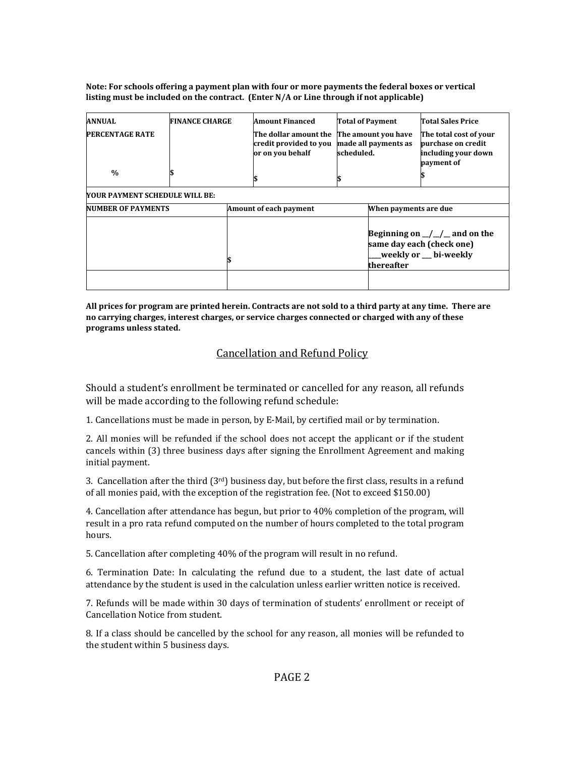**Note: For schools offering a payment plan with four or more payments the federal boxes or vertical listing must be included on the contract. (Enter N/A or Line through if not applicable)**

| **ANNUAL PERCENTAGE RATE** | **FINANCE CHARGE** | **Amount Financed** The dollar amount the credit provided to you or on you behalf | **Total of Payment** The amount you have made all payments as scheduled. | **Total Sales Price** The total cost of your purchase on credit including your down payment of |
|---|---|---|---|---|
| % | $ | $ | $ | $ |

**YOUR PAYMENT SCHEDULE WILL BE:**

| **NUMBER OF PAYMENTS** | **Amount of each payment** | **When payments are due** |
|---|---|---|
| | $ | **Beginning on __/__/__ and on the same day each (check one) ___weekly or ___ bi-weekly thereafter** |
| | | |

**All prices for program are printed herein. Contracts are not sold to a third party at any time. There are no carrying charges, interest charges, or service charges connected or charged with any of these programs unless stated.**

## Cancellation and Refund Policy

Should a student's enrollment be terminated or cancelled for any reason, all refunds will be made according to the following refund schedule:

1. Cancellations must be made in person, by E-Mail, by certified mail or by termination.

2. All monies will be refunded if the school does not accept the applicant or if the student cancels within (3) three business days after signing the Enrollment Agreement and making initial payment.

3. Cancellation after the third (3rd) business day, but before the first class, results in a refund of all monies paid, with the exception of the registration fee. (Not to exceed $150.00)

4. Cancellation after attendance has begun, but prior to 40% completion of the program, will result in a pro rata refund computed on the number of hours completed to the total program hours.

5. Cancellation after completing 40% of the program will result in no refund.

6. Termination Date: In calculating the refund due to a student, the last date of actual attendance by the student is used in the calculation unless earlier written notice is received.

7. Refunds will be made within 30 days of termination of students' enrollment or receipt of Cancellation Notice from student.

8. If a class should be cancelled by the school for any reason, all monies will be refunded to the student within 5 business days.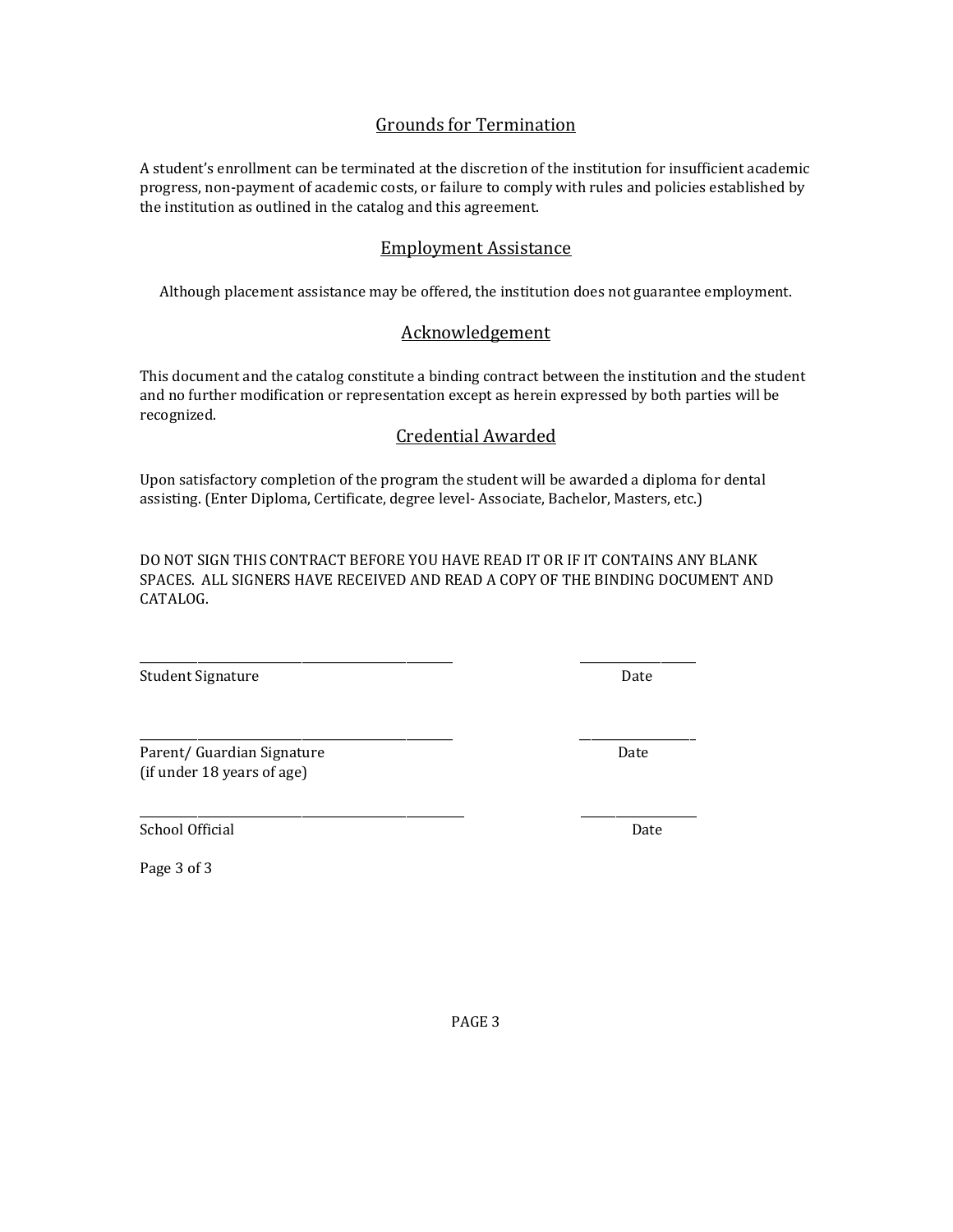## Grounds for Termination

A student's enrollment can be terminated at the discretion of the institution for insufficient academic progress, non-payment of academic costs, or failure to comply with rules and policies established by the institution as outlined in the catalog and this agreement.

## Employment Assistance

Although placement assistance may be offered, the institution does not guarantee employment.

## Acknowledgement

This document and the catalog constitute a binding contract between the institution and the student and no further modification or representation except as herein expressed by both parties will be recognized.

## Credential Awarded

Upon satisfactory completion of the program the student will be awarded a diploma for dental assisting. (Enter Diploma, Certificate, degree level- Associate, Bachelor, Masters, etc.)

DO NOT SIGN THIS CONTRACT BEFORE YOU HAVE READ IT OR IF IT CONTAINS ANY BLANK SPACES. ALL SIGNERS HAVE RECEIVED AND READ A COPY OF THE BINDING DOCUMENT AND CATALOG.

\_\_\_\_\_\_\_\_\_\_\_\_\_\_\_\_\_\_\_\_\_\_\_\_\_\_\_\_\_\_\_\_\_\_\_\_\_\_\_\_ \_\_\_\_\_\_\_\_\_\_\_\_\_\_\_\_

Student Signature Date

\_\_\_\_\_\_\_\_\_\_\_\_\_\_\_\_\_\_\_\_\_\_\_\_\_\_\_\_\_\_\_\_\_\_\_\_\_\_\_\_ \_\_\_\_\_\_\_\_\_\_\_\_\_\_\_\_

Parent/ Guardian Signature Date
(if under 18 years of age)

\_\_\_\_\_\_\_\_\_\_\_\_\_\_\_\_\_\_\_\_\_\_\_\_\_\_\_\_\_\_\_\_\_\_\_\_\_\_\_\_ \_\_\_\_\_\_\_\_\_\_\_\_\_\_\_\_

School Official Date